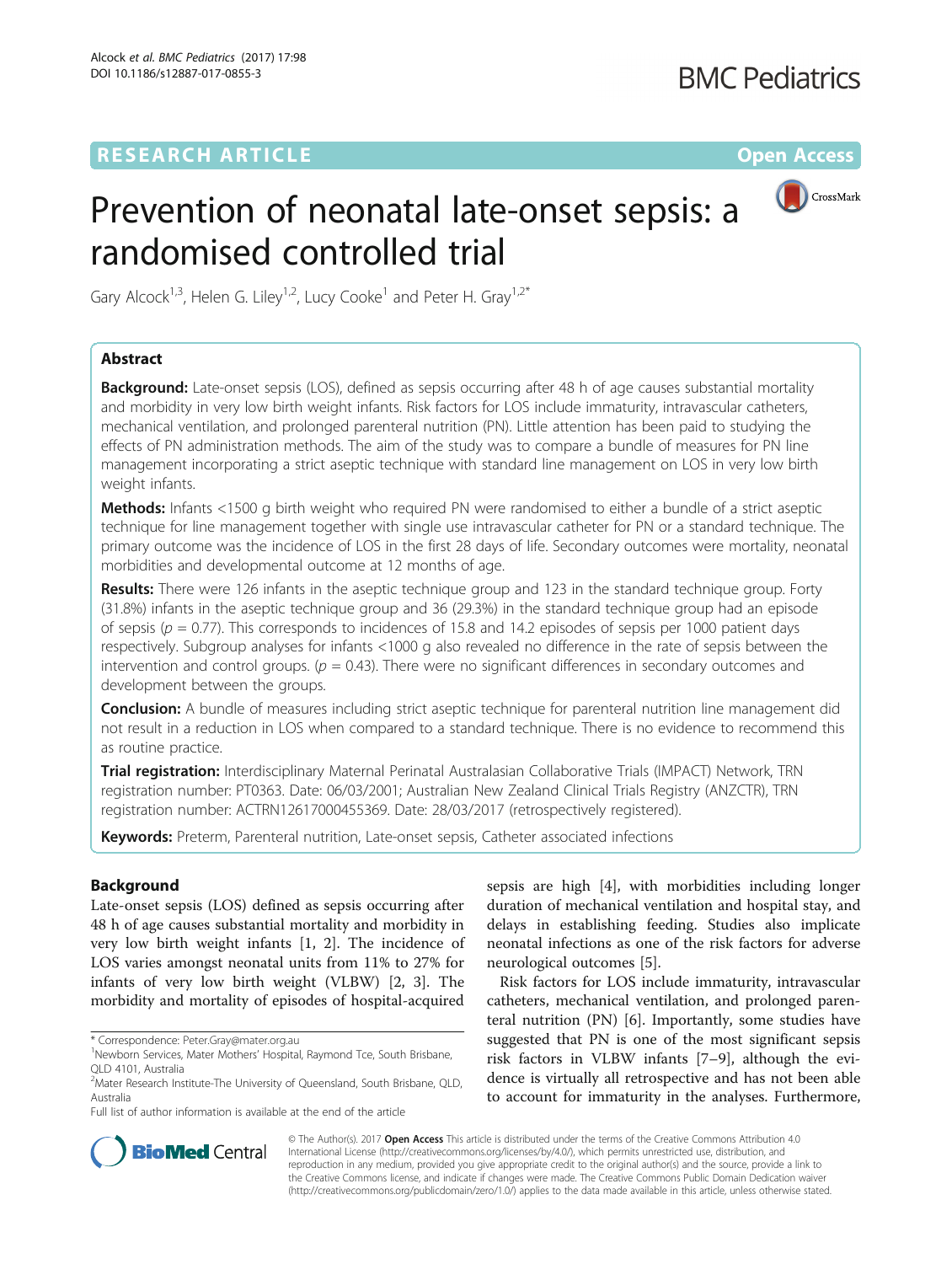RESEARCH ARTICLE

Open Access

# Prevention of neonatal late-onset sepsis: a randomised controlled trial

Gary Alcock[1,3], Helen G. Liley[1,2], Lucy Cooke[1] and Peter H. Gray[1,2*]

## Abstract

**Background:** Late-onset sepsis (LOS), defined as sepsis occurring after 48 h of age causes substantial mortality and morbidity in very low birth weight infants. Risk factors for LOS include immaturity, intravascular catheters, mechanical ventilation, and prolonged parenteral nutrition (PN). Little attention has been paid to studying the effects of PN administration methods. The aim of the study was to compare a bundle of measures for PN line management incorporating a strict aseptic technique with standard line management on LOS in very low birth weight infants.

**Methods:** Infants <1500 g birth weight who required PN were randomised to either a bundle of a strict aseptic technique for line management together with single use intravascular catheter for PN or a standard technique. The primary outcome was the incidence of LOS in the first 28 days of life. Secondary outcomes were mortality, neonatal morbidities and developmental outcome at 12 months of age.

**Results:** There were 126 infants in the aseptic technique group and 123 in the standard technique group. Forty (31.8%) infants in the aseptic technique group and 36 (29.3%) in the standard technique group had an episode of sepsis ($p = 0.77$). This corresponds to incidences of 15.8 and 14.2 episodes of sepsis per 1000 patient days respectively. Subgroup analyses for infants <1000 g also revealed no difference in the rate of sepsis between the intervention and control groups. ($p = 0.43$). There were no significant differences in secondary outcomes and development between the groups.

**Conclusion:** A bundle of measures including strict aseptic technique for parenteral nutrition line management did not result in a reduction in LOS when compared to a standard technique. There is no evidence to recommend this as routine practice.

**Trial registration:** Interdisciplinary Maternal Perinatal Australasian Collaborative Trials (IMPACT) Network, TRN registration number: PT0363. Date: 06/03/2001; Australian New Zealand Clinical Trials Registry (ANZCTR), TRN registration number: ACTRN12617000455369. Date: 28/03/2017 (retrospectively registered).

**Keywords:** Preterm, Parenteral nutrition, Late-onset sepsis, Catheter associated infections

## Background

Late-onset sepsis (LOS) defined as sepsis occurring after 48 h of age causes substantial mortality and morbidity in very low birth weight infants [1, 2]. The incidence of LOS varies amongst neonatal units from 11% to 27% for infants of very low birth weight (VLBW) [2, 3]. The morbidity and mortality of episodes of hospital-acquired sepsis are high [4], with morbidities including longer duration of mechanical ventilation and hospital stay, and delays in establishing feeding. Studies also implicate neonatal infections as one of the risk factors for adverse neurological outcomes [5].

Risk factors for LOS include immaturity, intravascular catheters, mechanical ventilation, and prolonged parenteral nutrition (PN) [6]. Importantly, some studies have suggested that PN is one of the most significant sepsis risk factors in VLBW infants [7–9], although the evidence is virtually all retrospective and has not been able to account for immaturity in the analyses. Furthermore,

\* Correspondence: Peter.Gray@mater.org.au
[1]Newborn Services, Mater Mothers' Hospital, Raymond Tce, South Brisbane, QLD 4101, Australia
[2]Mater Research Institute-The University of Queensland, South Brisbane, QLD, Australia
Full list of author information is available at the end of the article

© The Author(s). 2017 **Open Access** This article is distributed under the terms of the Creative Commons Attribution 4.0 International License (http://creativecommons.org/licenses/by/4.0/), which permits unrestricted use, distribution, and reproduction in any medium, provided you give appropriate credit to the original author(s) and the source, provide a link to the Creative Commons license, and indicate if changes were made. The Creative Commons Public Domain Dedication waiver (http://creativecommons.org/publicdomain/zero/1.0/) applies to the data made available in this article, unless otherwise stated.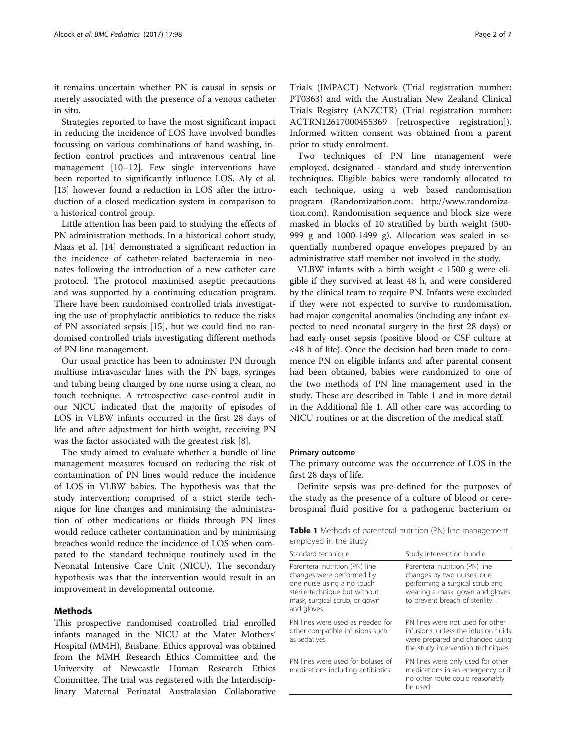it remains uncertain whether PN is causal in sepsis or merely associated with the presence of a venous catheter in situ.

Strategies reported to have the most significant impact in reducing the incidence of LOS have involved bundles focussing on various combinations of hand washing, infection control practices and intravenous central line management [10–12]. Few single interventions have been reported to significantly influence LOS. Aly et al. [13] however found a reduction in LOS after the introduction of a closed medication system in comparison to a historical control group.

Little attention has been paid to studying the effects of PN administration methods. In a historical cohort study, Maas et al. [14] demonstrated a significant reduction in the incidence of catheter-related bacteraemia in neonates following the introduction of a new catheter care protocol. The protocol maximised aseptic precautions and was supported by a continuing education program. There have been randomised controlled trials investigating the use of prophylactic antibiotics to reduce the risks of PN associated sepsis [15], but we could find no randomised controlled trials investigating different methods of PN line management.

Our usual practice has been to administer PN through multiuse intravascular lines with the PN bags, syringes and tubing being changed by one nurse using a clean, no touch technique. A retrospective case-control audit in our NICU indicated that the majority of episodes of LOS in VLBW infants occurred in the first 28 days of life and after adjustment for birth weight, receiving PN was the factor associated with the greatest risk [8].

The study aimed to evaluate whether a bundle of line management measures focused on reducing the risk of contamination of PN lines would reduce the incidence of LOS in VLBW babies. The hypothesis was that the study intervention; comprised of a strict sterile technique for line changes and minimising the administration of other medications or fluids through PN lines would reduce catheter contamination and by minimising breaches would reduce the incidence of LOS when compared to the standard technique routinely used in the Neonatal Intensive Care Unit (NICU). The secondary hypothesis was that the intervention would result in an improvement in developmental outcome.

## Methods

This prospective randomised controlled trial enrolled infants managed in the NICU at the Mater Mothers' Hospital (MMH), Brisbane. Ethics approval was obtained from the MMH Research Ethics Committee and the University of Newcastle Human Research Ethics Committee. The trial was registered with the Interdisciplinary Maternal Perinatal Australasian Collaborative Trials (IMPACT) Network (Trial registration number: PT0363) and with the Australian New Zealand Clinical Trials Registry (ANZCTR) (Trial registration number: ACTRN12617000455369 [retrospective registration]). Informed written consent was obtained from a parent prior to study enrolment.

Two techniques of PN line management were employed, designated - standard and study intervention techniques. Eligible babies were randomly allocated to each technique, using a web based randomisation program (Randomization.com: http://www.randomization.com). Randomisation sequence and block size were masked in blocks of 10 stratified by birth weight (500-999 g and 1000-1499 g). Allocation was sealed in sequentially numbered opaque envelopes prepared by an administrative staff member not involved in the study.

VLBW infants with a birth weight < 1500 g were eligible if they survived at least 48 h, and were considered by the clinical team to require PN. Infants were excluded if they were not expected to survive to randomisation, had major congenital anomalies (including any infant expected to need neonatal surgery in the first 28 days) or had early onset sepsis (positive blood or CSF culture at <48 h of life). Once the decision had been made to commence PN on eligible infants and after parental consent had been obtained, babies were randomized to one of the two methods of PN line management used in the study. These are described in Table 1 and in more detail in the Additional file 1. All other care was according to NICU routines or at the discretion of the medical staff.

### Primary outcome

The primary outcome was the occurrence of LOS in the first 28 days of life.

Definite sepsis was pre-defined for the purposes of the study as the presence of a culture of blood or cerebrospinal fluid positive for a pathogenic bacterium or

**Table 1** Methods of parenteral nutrition (PN) line management employed in the study

| Standard technique | Study Intervention bundle |
| --- | --- |
| Parenteral nutrition (PN) line changes were performed by one nurse using a no touch sterile technique but without mask, surgical scrub, or gown and gloves | Parenteral nutrition (PN) line changes by two nurses, one performing a surgical scrub and wearing a mask, gown and gloves to prevent breach of sterility. |
| PN lines were used as needed for other compatible infusions such as sedatives | PN lines were not used for other infusions, unless the infusion fluids were prepared and changed using the study intervention techniques |
| PN lines were used for boluses of medications including antibiotics | PN lines were only used for other medications in an emergency or if no other route could reasonably be used |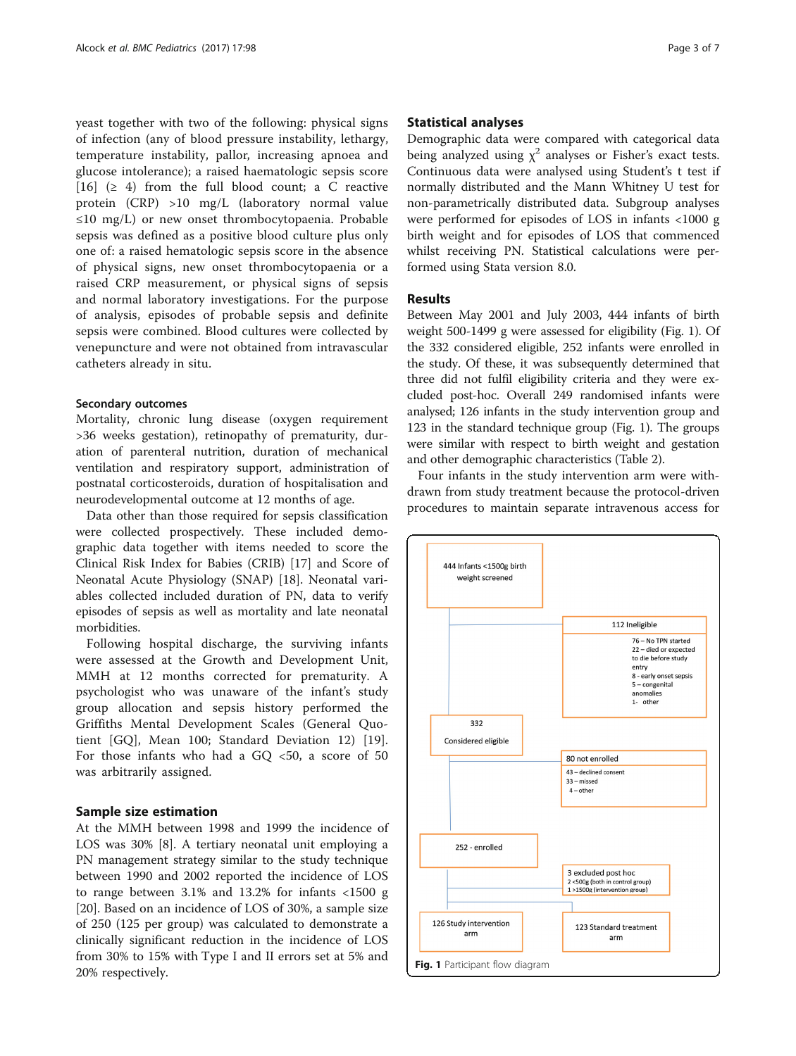yeast together with two of the following: physical signs of infection (any of blood pressure instability, lethargy, temperature instability, pallor, increasing apnoea and glucose intolerance); a raised haematologic sepsis score [16] (≥ 4) from the full blood count; a C reactive protein (CRP) >10 mg/L (laboratory normal value ≤10 mg/L) or new onset thrombocytopaenia. Probable sepsis was defined as a positive blood culture plus only one of: a raised hematologic sepsis score in the absence of physical signs, new onset thrombocytopaenia or a raised CRP measurement, or physical signs of sepsis and normal laboratory investigations. For the purpose of analysis, episodes of probable sepsis and definite sepsis were combined. Blood cultures were collected by venepuncture and were not obtained from intravascular catheters already in situ.

#### Secondary outcomes

Mortality, chronic lung disease (oxygen requirement >36 weeks gestation), retinopathy of prematurity, duration of parenteral nutrition, duration of mechanical ventilation and respiratory support, administration of postnatal corticosteroids, duration of hospitalisation and neurodevelopmental outcome at 12 months of age.

Data other than those required for sepsis classification were collected prospectively. These included demographic data together with items needed to score the Clinical Risk Index for Babies (CRIB) [17] and Score of Neonatal Acute Physiology (SNAP) [18]. Neonatal variables collected included duration of PN, data to verify episodes of sepsis as well as mortality and late neonatal morbidities.

Following hospital discharge, the surviving infants were assessed at the Growth and Development Unit, MMH at 12 months corrected for prematurity. A psychologist who was unaware of the infant's study group allocation and sepsis history performed the Griffiths Mental Development Scales (General Quotient [GQ], Mean 100; Standard Deviation 12) [19]. For those infants who had a GQ <50, a score of 50 was arbitrarily assigned.

### Sample size estimation

At the MMH between 1998 and 1999 the incidence of LOS was 30% [8]. A tertiary neonatal unit employing a PN management strategy similar to the study technique between 1990 and 2002 reported the incidence of LOS to range between 3.1% and 13.2% for infants <1500 g [20]. Based on an incidence of LOS of 30%, a sample size of 250 (125 per group) was calculated to demonstrate a clinically significant reduction in the incidence of LOS from 30% to 15% with Type I and II errors set at 5% and 20% respectively.

### Statistical analyses

Demographic data were compared with categorical data being analyzed using $\chi^2$ analyses or Fisher's exact tests. Continuous data were analysed using Student's t test if normally distributed and the Mann Whitney U test for non-parametrically distributed data. Subgroup analyses were performed for episodes of LOS in infants <1000 g birth weight and for episodes of LOS that commenced whilst receiving PN. Statistical calculations were performed using Stata version 8.0.

### Results

Between May 2001 and July 2003, 444 infants of birth weight 500-1499 g were assessed for eligibility (Fig. 1). Of the 332 considered eligible, 252 infants were enrolled in the study. Of these, it was subsequently determined that three did not fulfil eligibility criteria and they were excluded post-hoc. Overall 249 randomised infants were analysed; 126 infants in the study intervention group and 123 in the standard technique group (Fig. 1). The groups were similar with respect to birth weight and gestation and other demographic characteristics (Table 2).

Four infants in the study intervention arm were withdrawn from study treatment because the protocol-driven procedures to maintain separate intravenous access for

444 Infants <1500g birth weight screened

112 Ineligible
76 – No TPN started
22 – died or expected to die before study entry
8 - early onset sepsis
5 – congenital anomalies
1- other

332 Considered eligible

80 not enrolled
43 – declined consent
33 – missed
4 – other

252 - enrolled

3 excluded post hoc
2 <500g (both in control group)
1 >1500g (intervention group)

126 Study intervention arm

123 Standard treatment arm

**Fig. 1** Participant flow diagram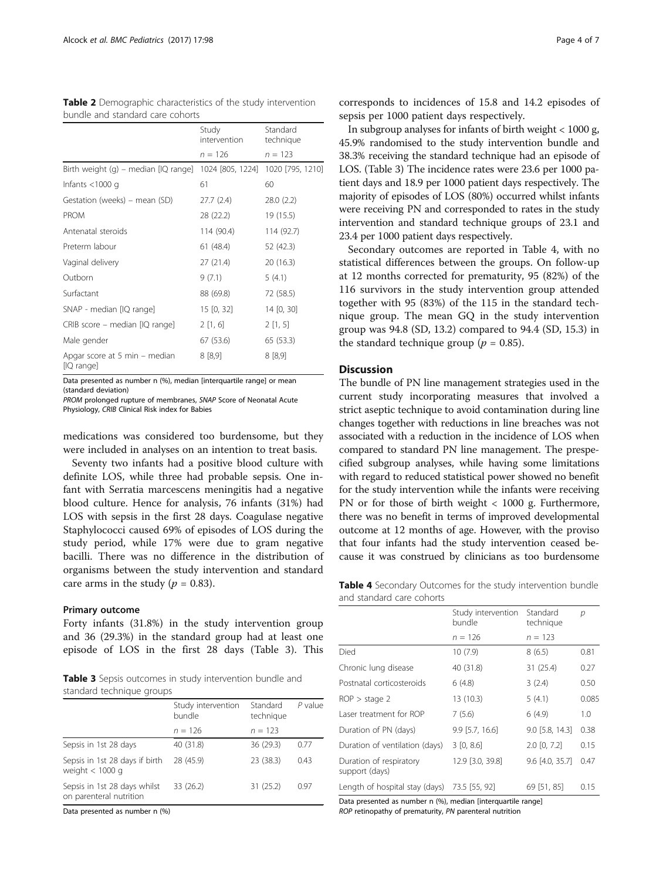**Table 2** Demographic characteristics of the study intervention bundle and standard care cohorts

| | Study intervention | Standard technique |
|---|---|---|
| | $n = 126$ | $n = 123$ |
| Birth weight (g) – median [IQ range] | 1024 [805, 1224] | 1020 [795, 1210] |
| Infants <1000 g | 61 | 60 |
| Gestation (weeks) – mean (SD) | 27.7 (2.4) | 28.0 (2.2) |
| PROM | 28 (22.2) | 19 (15.5) |
| Antenatal steroids | 114 (90.4) | 114 (92.7) |
| Preterm labour | 61 (48.4) | 52 (42.3) |
| Vaginal delivery | 27 (21.4) | 20 (16.3) |
| Outborn | 9 (7.1) | 5 (4.1) |
| Surfactant | 88 (69.8) | 72 (58.5) |
| SNAP - median [IQ range] | 15 [0, 32] | 14 [0, 30] |
| CRIB score – median [IQ range] | 2 [1, 6] | 2 [1, 5] |
| Male gender | 67 (53.6) | 65 (53.3) |
| Apgar score at 5 min – median [IQ range] | 8 [8,9] | 8 [8,9] |

Data presented as number n (%), median [interquartile range] or mean (standard deviation)
*PROM* prolonged rupture of membranes, *SNAP* Score of Neonatal Acute Physiology, *CRIB* Clinical Risk index for Babies

medications was considered too burdensome, but they were included in analyses on an intention to treat basis.

Seventy two infants had a positive blood culture with definite LOS, while three had probable sepsis. One infant with Serratia marcescens meningitis had a negative blood culture. Hence for analysis, 76 infants (31%) had LOS with sepsis in the first 28 days. Coagulase negative Staphylococci caused 69% of episodes of LOS during the study period, while 17% were due to gram negative bacilli. There was no difference in the distribution of organisms between the study intervention and standard care arms in the study ($p = 0.83$).

### Primary outcome

Forty infants (31.8%) in the study intervention group and 36 (29.3%) in the standard group had at least one episode of LOS in the first 28 days (Table 3). This corresponds to incidences of 15.8 and 14.2 episodes of sepsis per 1000 patient days respectively.

**Table 3** Sepsis outcomes in study intervention bundle and standard technique groups

| | Study intervention bundle | Standard technique | *P* value |
|---|---|---|---|
| | $n = 126$ | $n = 123$ | |
| Sepsis in 1st 28 days | 40 (31.8) | 36 (29.3) | 0.77 |
| Sepsis in 1st 28 days if birth weight < 1000 g | 28 (45.9) | 23 (38.3) | 0.43 |
| Sepsis in 1st 28 days whilst on parenteral nutrition | 33 (26.2) | 31 (25.2) | 0.97 |

Data presented as number n (%)

In subgroup analyses for infants of birth weight < 1000 g, 45.9% randomised to the study intervention bundle and 38.3% receiving the standard technique had an episode of LOS. (Table 3) The incidence rates were 23.6 per 1000 patient days and 18.9 per 1000 patient days respectively. The majority of episodes of LOS (80%) occurred whilst infants were receiving PN and corresponded to rates in the study intervention and standard technique groups of 23.1 and 23.4 per 1000 patient days respectively.

Secondary outcomes are reported in Table 4, with no statistical differences between the groups. On follow-up at 12 months corrected for prematurity, 95 (82%) of the 116 survivors in the study intervention group attended together with 95 (83%) of the 115 in the standard technique group. The mean GQ in the study intervention group was 94.8 (SD, 13.2) compared to 94.4 (SD, 15.3) in the standard technique group ($p = 0.85$).

## Discussion

The bundle of PN line management strategies used in the current study incorporating measures that involved a strict aseptic technique to avoid contamination during line changes together with reductions in line breaches was not associated with a reduction in the incidence of LOS when compared to standard PN line management. The prespecified subgroup analyses, while having some limitations with regard to reduced statistical power showed no benefit for the study intervention while the infants were receiving PN or for those of birth weight < 1000 g. Furthermore, there was no benefit in terms of improved developmental outcome at 12 months of age. However, with the proviso that four infants had the study intervention ceased because it was construed by clinicians as too burdensome

**Table 4** Secondary Outcomes for the study intervention bundle and standard care cohorts

| | Study intervention bundle | Standard technique | *p* |
|---|---|---|---|
| | $n = 126$ | $n = 123$ | |
| Died | 10 (7.9) | 8 (6.5) | 0.81 |
| Chronic lung disease | 40 (31.8) | 31 (25.4) | 0.27 |
| Postnatal corticosteroids | 6 (4.8) | 3 (2.4) | 0.50 |
| ROP > stage 2 | 13 (10.3) | 5 (4.1) | 0.085 |
| Laser treatment for ROP | 7 (5.6) | 6 (4.9) | 1.0 |
| Duration of PN (days) | 9.9 [5.7, 16.6] | 9.0 [5.8, 14.3] | 0.38 |
| Duration of ventilation (days) | 3 [0, 8.6] | 2.0 [0, 7.2] | 0.15 |
| Duration of respiratory support (days) | 12.9 [3.0, 39.8] | 9.6 [4.0, 35.7] | 0.47 |
| Length of hospital stay (days) | 73.5 [55, 92] | 69 [51, 85] | 0.15 |

Data presented as number n (%), median [interquartile range]
*ROP* retinopathy of prematurity, *PN* parenteral nutrition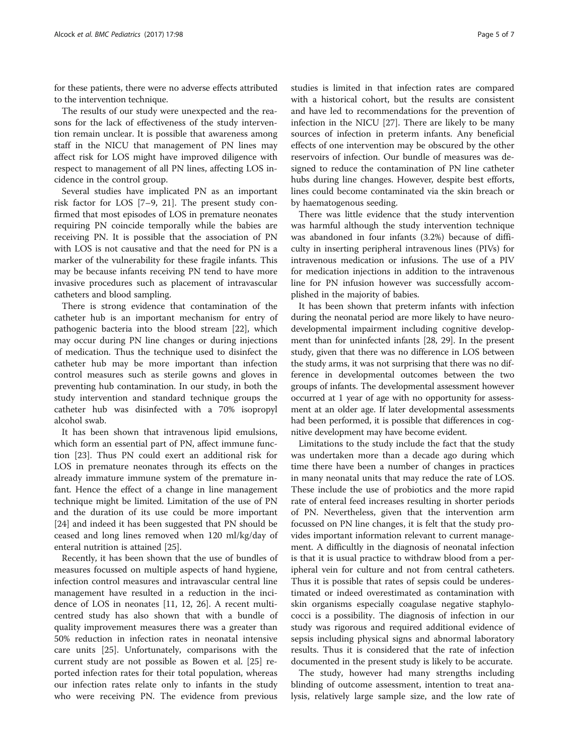for these patients, there were no adverse effects attributed to the intervention technique.

The results of our study were unexpected and the reasons for the lack of effectiveness of the study intervention remain unclear. It is possible that awareness among staff in the NICU that management of PN lines may affect risk for LOS might have improved diligence with respect to management of all PN lines, affecting LOS incidence in the control group.

Several studies have implicated PN as an important risk factor for LOS [7–9, 21]. The present study confirmed that most episodes of LOS in premature neonates requiring PN coincide temporally while the babies are receiving PN. It is possible that the association of PN with LOS is not causative and that the need for PN is a marker of the vulnerability for these fragile infants. This may be because infants receiving PN tend to have more invasive procedures such as placement of intravascular catheters and blood sampling.

There is strong evidence that contamination of the catheter hub is an important mechanism for entry of pathogenic bacteria into the blood stream [22], which may occur during PN line changes or during injections of medication. Thus the technique used to disinfect the catheter hub may be more important than infection control measures such as sterile gowns and gloves in preventing hub contamination. In our study, in both the study intervention and standard technique groups the catheter hub was disinfected with a 70% isopropyl alcohol swab.

It has been shown that intravenous lipid emulsions, which form an essential part of PN, affect immune function [23]. Thus PN could exert an additional risk for LOS in premature neonates through its effects on the already immature immune system of the premature infant. Hence the effect of a change in line management technique might be limited. Limitation of the use of PN and the duration of its use could be more important [24] and indeed it has been suggested that PN should be ceased and long lines removed when 120 ml/kg/day of enteral nutrition is attained [25].

Recently, it has been shown that the use of bundles of measures focussed on multiple aspects of hand hygiene, infection control measures and intravascular central line management have resulted in a reduction in the incidence of LOS in neonates [11, 12, 26]. A recent multicentred study has also shown that with a bundle of quality improvement measures there was a greater than 50% reduction in infection rates in neonatal intensive care units [25]. Unfortunately, comparisons with the current study are not possible as Bowen et al. [25] reported infection rates for their total population, whereas our infection rates relate only to infants in the study who were receiving PN. The evidence from previous studies is limited in that infection rates are compared with a historical cohort, but the results are consistent and have led to recommendations for the prevention of infection in the NICU [27]. There are likely to be many sources of infection in preterm infants. Any beneficial effects of one intervention may be obscured by the other reservoirs of infection. Our bundle of measures was designed to reduce the contamination of PN line catheter hubs during line changes. However, despite best efforts, lines could become contaminated via the skin breach or by haematogenous seeding.

There was little evidence that the study intervention was harmful although the study intervention technique was abandoned in four infants (3.2%) because of difficulty in inserting peripheral intravenous lines (PIVs) for intravenous medication or infusions. The use of a PIV for medication injections in addition to the intravenous line for PN infusion however was successfully accomplished in the majority of babies.

It has been shown that preterm infants with infection during the neonatal period are more likely to have neurodevelopmental impairment including cognitive development than for uninfected infants [28, 29]. In the present study, given that there was no difference in LOS between the study arms, it was not surprising that there was no difference in developmental outcomes between the two groups of infants. The developmental assessment however occurred at 1 year of age with no opportunity for assessment at an older age. If later developmental assessments had been performed, it is possible that differences in cognitive development may have become evident.

Limitations to the study include the fact that the study was undertaken more than a decade ago during which time there have been a number of changes in practices in many neonatal units that may reduce the rate of LOS. These include the use of probiotics and the more rapid rate of enteral feed increases resulting in shorter periods of PN. Nevertheless, given that the intervention arm focussed on PN line changes, it is felt that the study provides important information relevant to current management. A difficultly in the diagnosis of neonatal infection is that it is usual practice to withdraw blood from a peripheral vein for culture and not from central catheters. Thus it is possible that rates of sepsis could be underestimated or indeed overestimated as contamination with skin organisms especially coagulase negative staphylococci is a possibility. The diagnosis of infection in our study was rigorous and required additional evidence of sepsis including physical signs and abnormal laboratory results. Thus it is considered that the rate of infection documented in the present study is likely to be accurate.

The study, however had many strengths including blinding of outcome assessment, intention to treat analysis, relatively large sample size, and the low rate of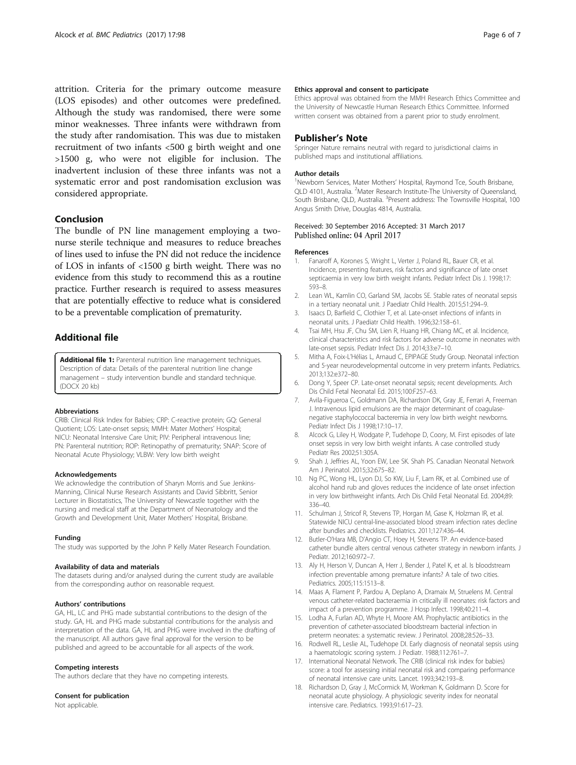attrition. Criteria for the primary outcome measure (LOS episodes) and other outcomes were predefined. Although the study was randomised, there were some minor weaknesses. Three infants were withdrawn from the study after randomisation. This was due to mistaken recruitment of two infants <500 g birth weight and one >1500 g, who were not eligible for inclusion. The inadvertent inclusion of these three infants was not a systematic error and post randomisation exclusion was considered appropriate.

## Conclusion

The bundle of PN line management employing a two-nurse sterile technique and measures to reduce breaches of lines used to infuse the PN did not reduce the incidence of LOS in infants of <1500 g birth weight. There was no evidence from this study to recommend this as a routine practice. Further research is required to assess measures that are potentially effective to reduce what is considered to be a preventable complication of prematurity.

## Additional file

**Additional file 1:** Parenteral nutrition line management techniques. Description of data: Details of the parenteral nutrition line change management – study intervention bundle and standard technique. (DOCX 20 kb)

#### Abbreviations

CRIB: Clinical Risk Index for Babies; CRP: C-reactive protein; GQ: General Quotient; LOS: Late-onset sepsis; MMH: Mater Mothers' Hospital; NICU: Neonatal Intensive Care Unit; PIV: Peripheral intravenous line; PN: Parenteral nutrition; ROP: Retinopathy of prematurity; SNAP: Score of Neonatal Acute Physiology; VLBW: Very low birth weight

#### Acknowledgements

We acknowledge the contribution of Sharyn Morris and Sue Jenkins-Manning, Clinical Nurse Research Assistants and David Sibbritt, Senior Lecturer in Biostatistics, The University of Newcastle together with the nursing and medical staff at the Department of Neonatology and the Growth and Development Unit, Mater Mothers' Hospital, Brisbane.

#### Funding

The study was supported by the John P Kelly Mater Research Foundation.

#### Availability of data and materials

The datasets during and/or analysed during the current study are available from the corresponding author on reasonable request.

#### Authors' contributions

GA, HL, LC and PHG made substantial contributions to the design of the study. GA, HL and PHG made substantial contributions for the analysis and interpretation of the data. GA, HL and PHG were involved in the drafting of the manuscript. All authors gave final approval for the version to be published and agreed to be accountable for all aspects of the work.

#### Competing interests

The authors declare that they have no competing interests.

#### Consent for publication

Not applicable.

#### Ethics approval and consent to participate

Ethics approval was obtained from the MMH Research Ethics Committee and the University of Newcastle Human Research Ethics Committee. Informed written consent was obtained from a parent prior to study enrolment.

## Publisher's Note

Springer Nature remains neutral with regard to jurisdictional claims in published maps and institutional affiliations.

#### Author details

[1]Newborn Services, Mater Mothers' Hospital, Raymond Tce, South Brisbane, QLD 4101, Australia. [2]Mater Research Institute-The University of Queensland, South Brisbane, QLD, Australia. [3]Present address: The Townsville Hospital, 100 Angus Smith Drive, Douglas 4814, Australia.

Received: 30 September 2016 Accepted: 31 March 2017
Published online: 04 April 2017

#### References

1. Fanaroff A, Korones S, Wright L, Verter J, Poland RL, Bauer CR, et al. Incidence, presenting features, risk factors and significance of late onset septicaemia in very low birth weight infants. Pediatr Infect Dis J. 1998;17:593–8.
2. Lean WL, Kamlin CO, Garland SM, Jacobs SE. Stable rates of neonatal sepsis in a tertiary neonatal unit. J Paediatr Child Health. 2015;51:294–9.
3. Isaacs D, Barfield C, Clothier T, et al. Late-onset infections of infants in neonatal units. J Paediatr Child Health. 1996;32:158–61.
4. Tsai MH, Hsu JF, Chu SM, Lien R, Huang HR, Chiang MC, et al. Incidence, clinical characteristics and risk factors for adverse outcome in neonates with late-onset sepsis. Pediatr Infect Dis J. 2014;33:e7–10.
5. Mitha A, Foix-L'Hélias L, Arnaud C, EPIPAGE Study Group. Neonatal infection and 5-year neurodevelopmental outcome in very preterm infants. Pediatrics. 2013;132:e372–80.
6. Dong Y, Speer CP. Late-onset neonatal sepsis; recent developments. Arch Dis Child Fetal Neonatal Ed. 2015;100:F257–63.
7. Avila-Figueroa C, Goldmann DA, Richardson DK, Gray JE, Ferrari A, Freeman J. Intravenous lipid emulsions are the major determinant of coagulase-negative staphylococcal bacteremia in very low birth weight newborns. Pediatr Infect Dis J 1998;17:10–17.
8. Alcock G, Liley H, Wodgate P, Tudehope D, Coory, M. First episodes of late onset sepsis in very low birth weight infants. A case controlled study Pediatr Res 2002;51:305A.
9. Shah J, Jeffries AL, Yoon EW, Lee SK. Shah PS. Canadian Neonatal Network Am J Perinatol. 2015;32:675–82.
10. Ng PC, Wong HL, Lyon DJ, So KW, Liu F, Lam RK, et al. Combined use of alcohol hand rub and gloves reduces the incidence of late onset infection in very low birthweight infants. Arch Dis Child Fetal Neonatal Ed. 2004;89:336–40.
11. Schulman J, Stricof R, Stevens TP, Horgan M, Gase K, Holzman IR, et al. Statewide NICU central-line-associated blood stream infection rates decline after bundles and checklists. Pediatrics. 2011;127:436–44.
12. Butler-O'Hara MB, D'Angio CT, Hoey H, Stevens TP. An evidence-based catheter bundle alters central venous catheter strategy in newborn infants. J Pediatr. 2012;160:972–7.
13. Aly H, Herson V, Duncan A, Herr J, Bender J, Patel K, et al. Is bloodstream infection preventable among premature infants? A tale of two cities. Pediatrics. 2005;115:1513–8.
14. Maas A, Flament P, Pardou A, Deplano A, Dramaix M, Struelens M. Central venous catheter-related bacteraemia in critically ill neonates: risk factors and impact of a prevention programme. J Hosp Infect. 1998;40:211–4.
15. Lodha A, Furlan AD, Whyte H, Moore AM. Prophylactic antibiotics in the prevention of catheter-associated bloodstream bacterial infection in preterm neonates: a systematic review. J Perinatol. 2008;28:526–33.
16. Rodwell RL, Leslie AL, Tudehope DI. Early diagnosis of neonatal sepsis using a haematologic scoring system. J Pediatr. 1988;112:761–7.
17. International Neonatal Network. The CRIB (clinical risk index for babies) score: a tool for assessing initial neonatal risk and comparing performance of neonatal intensive care units. Lancet. 1993;342:193–8.
18. Richardson D, Gray J, McCormick M, Workman K, Goldmann D. Score for neonatal acute physiology. A physiologic severity index for neonatal intensive care. Pediatrics. 1993;91:617–23.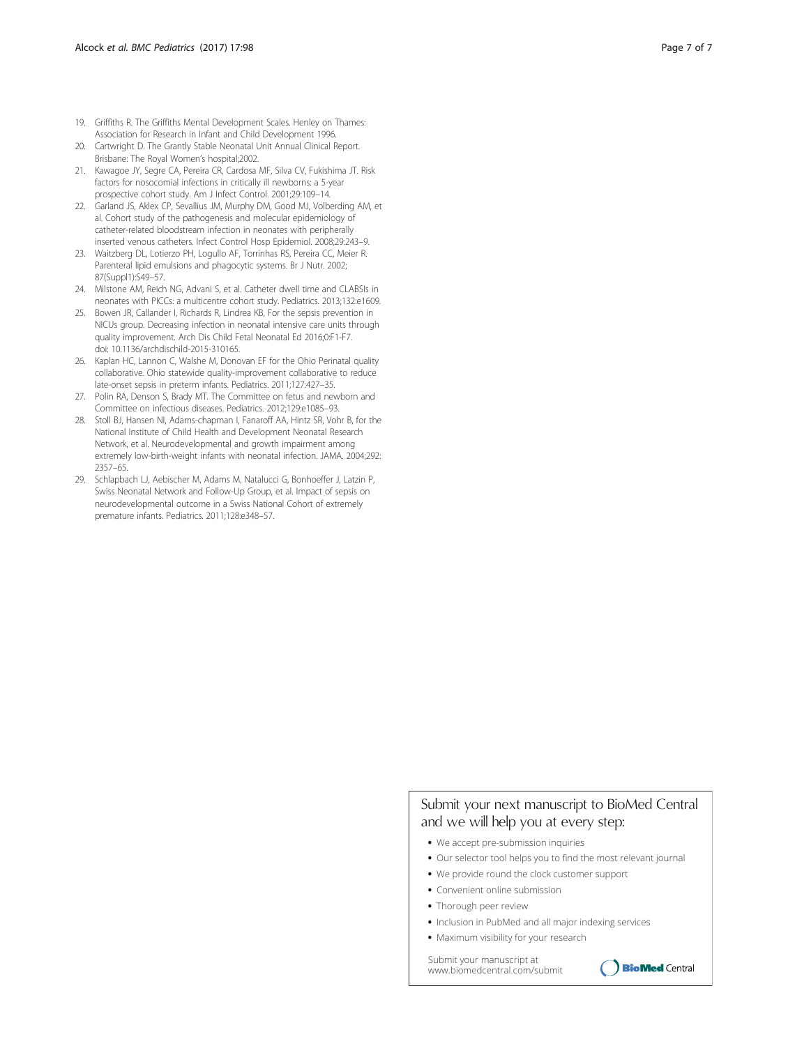19. Griffiths R. The Griffiths Mental Development Scales. Henley on Thames: Association for Research in Infant and Child Development 1996.
20. Cartwright D. The Grantly Stable Neonatal Unit Annual Clinical Report. Brisbane: The Royal Women's hospital;2002.
21. Kawagoe JY, Segre CA, Pereira CR, Cardosa MF, Silva CV, Fukishima JT. Risk factors for nosocomial infections in critically ill newborns: a 5-year prospective cohort study. Am J Infect Control. 2001;29:109–14.
22. Garland JS, Aklex CP, Sevallius JM, Murphy DM, Good MJ, Volberding AM, et al. Cohort study of the pathogenesis and molecular epidemiology of catheter-related bloodstream infection in neonates with peripherally inserted venous catheters. Infect Control Hosp Epidemiol. 2008;29:243–9.
23. Waitzberg DL, Lotierzo PH, Logullo AF, Torrinhas RS, Pereira CC, Meier R. Parenteral lipid emulsions and phagocytic systems. Br J Nutr. 2002; 87(Suppl1):S49–57.
24. Milstone AM, Reich NG, Advani S, et al. Catheter dwell time and CLABSIs in neonates with PICCs: a multicentre cohort study. Pediatrics. 2013;132:e1609.
25. Bowen JR, Callander I, Richards R, Lindrea KB, For the sepsis prevention in NICUs group. Decreasing infection in neonatal intensive care units through quality improvement. Arch Dis Child Fetal Neonatal Ed 2016;0:F1-F7. doi: 10.1136/archdischild-2015-310165.
26. Kaplan HC, Lannon C, Walshe M, Donovan EF for the Ohio Perinatal quality collaborative. Ohio statewide quality-improvement collaborative to reduce late-onset sepsis in preterm infants. Pediatrics. 2011;127:427–35.
27. Polin RA, Denson S, Brady MT. The Committee on fetus and newborn and Committee on infectious diseases. Pediatrics. 2012;129:e1085–93.
28. Stoll BJ, Hansen NI, Adams-chapman I, Fanaroff AA, Hintz SR, Vohr B, for the National Institute of Child Health and Development Neonatal Research Network, et al. Neurodevelopmental and growth impairment among extremely low-birth-weight infants with neonatal infection. JAMA. 2004;292: 2357–65.
29. Schlapbach LJ, Aebischer M, Adams M, Natalucci G, Bonhoeffer J, Latzin P, Swiss Neonatal Network and Follow-Up Group, et al. Impact of sepsis on neurodevelopmental outcome in a Swiss National Cohort of extremely premature infants. Pediatrics. 2011;128:e348–57.

Submit your next manuscript to BioMed Central and we will help you at every step:

- We accept pre-submission inquiries
- Our selector tool helps you to find the most relevant journal
- We provide round the clock customer support
- Convenient online submission
- Thorough peer review
- Inclusion in PubMed and all major indexing services
- Maximum visibility for your research

Submit your manuscript at
www.biomedcentral.com/submit

BioMed Central